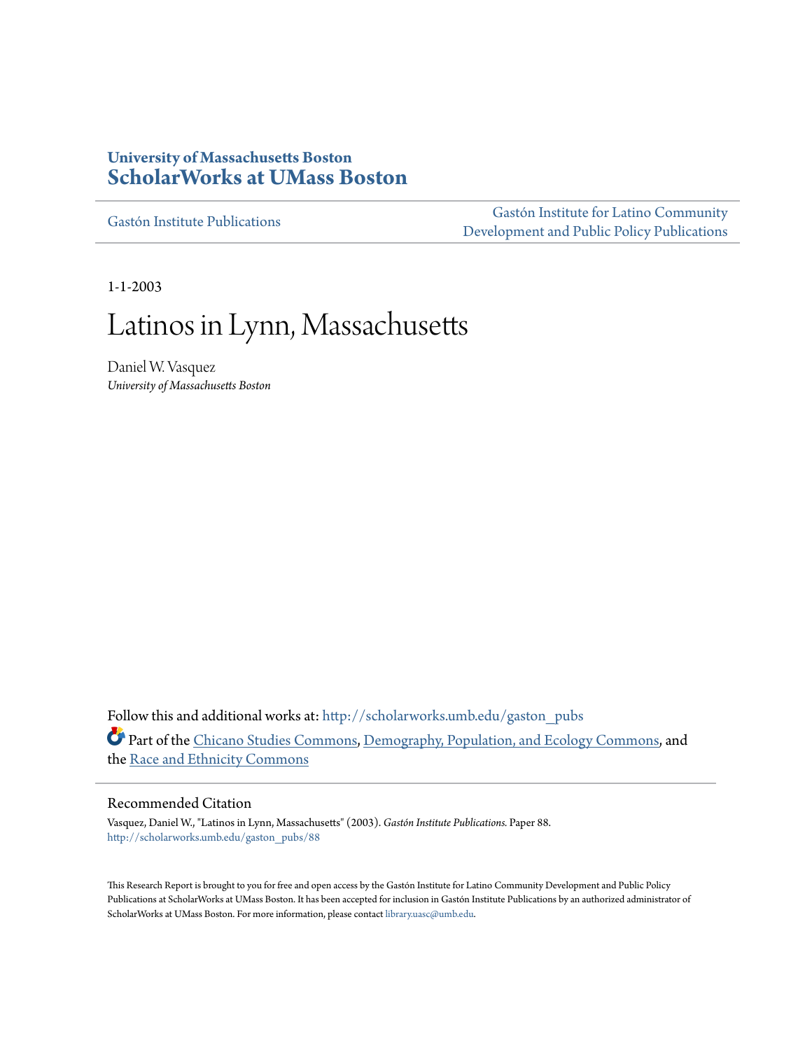**University of Massachusetts Boston**
**ScholarWorks at UMass Boston**

Gastón Institute Publications

Gastón Institute for Latino Community Development and Public Policy Publications

1-1-2003

# Latinos in Lynn, Massachusetts

Daniel W. Vasquez
*University of Massachusetts Boston*

Follow this and additional works at: http://scholarworks.umb.edu/gaston_pubs

Part of the Chicano Studies Commons, Demography, Population, and Ecology Commons, and the Race and Ethnicity Commons

## Recommended Citation

Vasquez, Daniel W., "Latinos in Lynn, Massachusetts" (2003). *Gastón Institute Publications.* Paper 88.
http://scholarworks.umb.edu/gaston_pubs/88

This Research Report is brought to you for free and open access by the Gastón Institute for Latino Community Development and Public Policy Publications at ScholarWorks at UMass Boston. It has been accepted for inclusion in Gastón Institute Publications by an authorized administrator of ScholarWorks at UMass Boston. For more information, please contact library.uasc@umb.edu.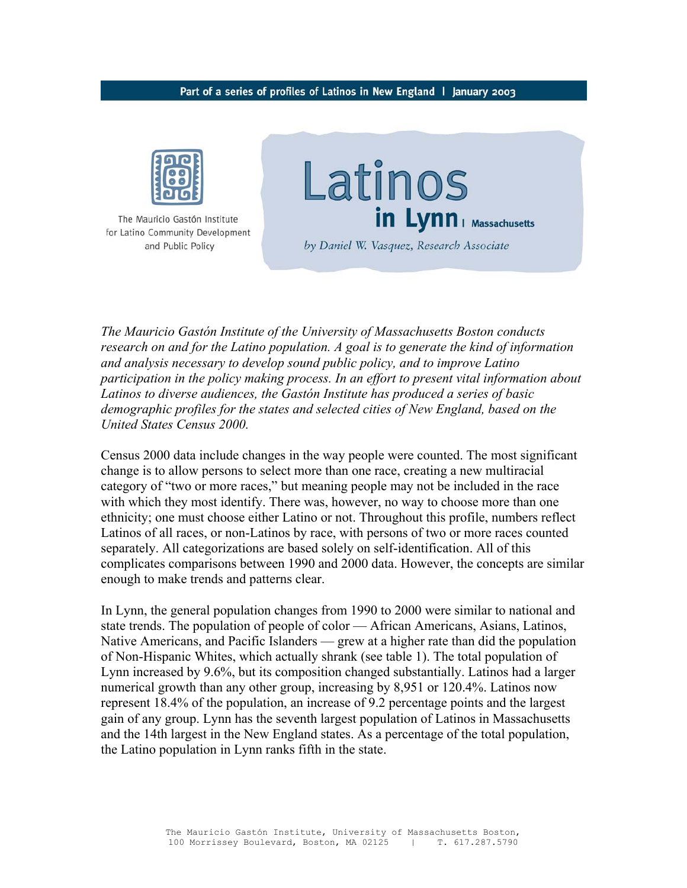Part of a series of profiles of Latinos in New England | January 2003

The Mauricio Gastón Institute for Latino Community Development and Public Policy

# Latinos in Lynn | Massachusetts

*by Daniel W. Vasquez, Research Associate*

*The Mauricio Gastón Institute of the University of Massachusetts Boston conducts research on and for the Latino population. A goal is to generate the kind of information and analysis necessary to develop sound public policy, and to improve Latino participation in the policy making process. In an effort to present vital information about Latinos to diverse audiences, the Gastón Institute has produced a series of basic demographic profiles for the states and selected cities of New England, based on the United States Census 2000.*

Census 2000 data include changes in the way people were counted. The most significant change is to allow persons to select more than one race, creating a new multiracial category of "two or more races," but meaning people may not be included in the race with which they most identify. There was, however, no way to choose more than one ethnicity; one must choose either Latino or not. Throughout this profile, numbers reflect Latinos of all races, or non-Latinos by race, with persons of two or more races counted separately. All categorizations are based solely on self-identification. All of this complicates comparisons between 1990 and 2000 data. However, the concepts are similar enough to make trends and patterns clear.

In Lynn, the general population changes from 1990 to 2000 were similar to national and state trends. The population of people of color — African Americans, Asians, Latinos, Native Americans, and Pacific Islanders — grew at a higher rate than did the population of Non-Hispanic Whites, which actually shrank (see table 1). The total population of Lynn increased by 9.6%, but its composition changed substantially. Latinos had a larger numerical growth than any other group, increasing by 8,951 or 120.4%. Latinos now represent 18.4% of the population, an increase of 9.2 percentage points and the largest gain of any group. Lynn has the seventh largest population of Latinos in Massachusetts and the 14th largest in the New England states. As a percentage of the total population, the Latino population in Lynn ranks fifth in the state.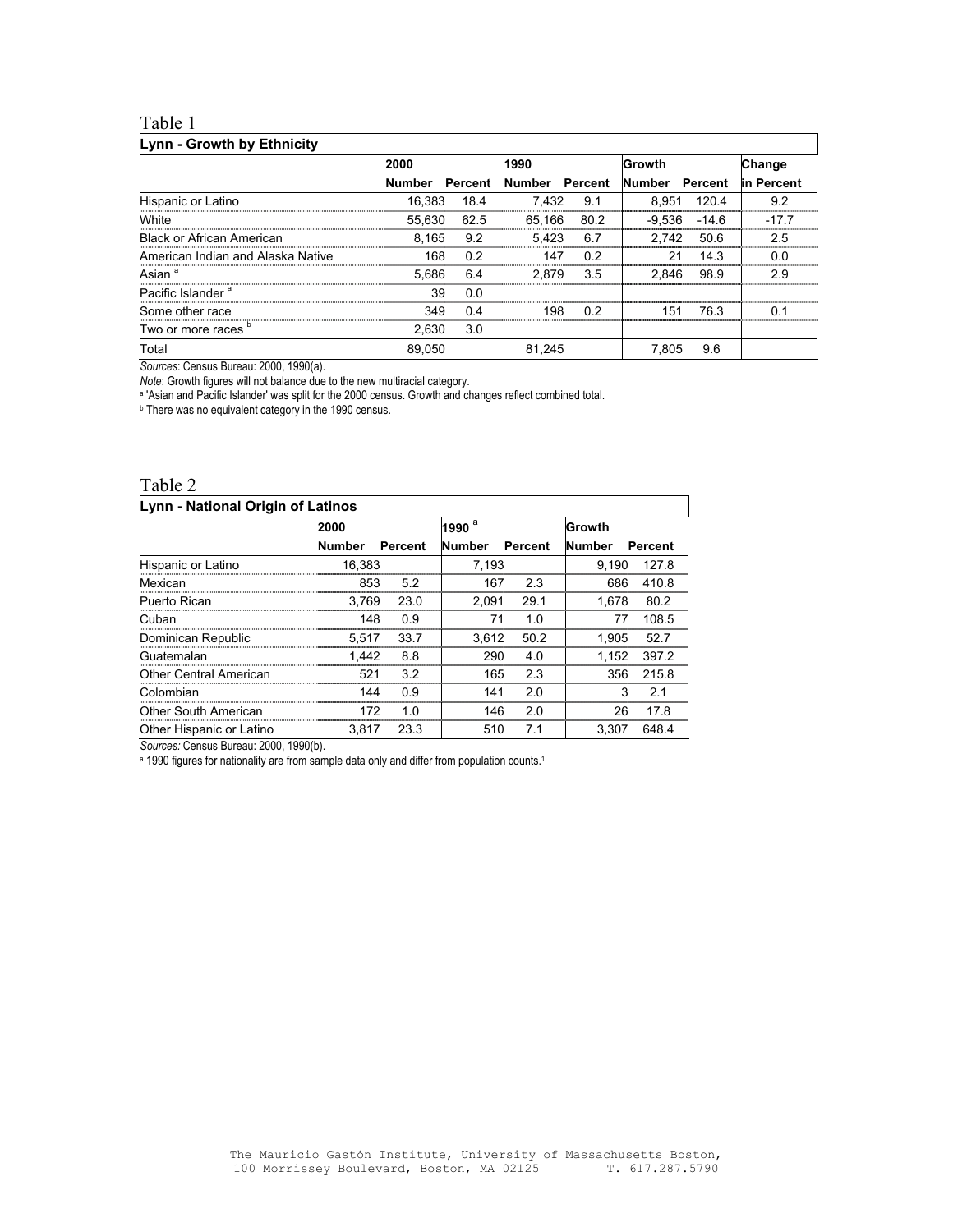Table 1

**Lynn - Growth by Ethnicity**

| | 2000 | | 1990 | | Growth | | Change |
|---|---|---|---|---|---|---|---|
| | Number | Percent | Number | Percent | Number | Percent | in Percent |
| Hispanic or Latino | 16,383 | 18.4 | 7,432 | 9.1 | 8,951 | 120.4 | 9.2 |
| White | 55,630 | 62.5 | 65,166 | 80.2 | -9,536 | -14.6 | -17.7 |
| Black or African American | 8,165 | 9.2 | 5,423 | 6.7 | 2,742 | 50.6 | 2.5 |
| American Indian and Alaska Native | 168 | 0.2 | 147 | 0.2 | 21 | 14.3 | 0.0 |
| Asian [a] | 5,686 | 6.4 | 2,879 | 3.5 | 2,846 | 98.9 | 2.9 |
| Pacific Islander [a] | 39 | 0.0 | | | | | |
| Some other race | 349 | 0.4 | 198 | 0.2 | 151 | 76.3 | 0.1 |
| Two or more races [b] | 2,630 | 3.0 | | | | | |
| Total | 89,050 | | 81,245 | | 7,805 | 9.6 | |

*Sources*: Census Bureau: 2000, 1990(a).

*Note*: Growth figures will not balance due to the new multiracial category.

[a] 'Asian and Pacific Islander' was split for the 2000 census. Growth and changes reflect combined total.

[b] There was no equivalent category in the 1990 census.

Table 2

**Lynn - National Origin of Latinos**

| | 2000 | | 1990 [a] | | Growth | |
|---|---|---|---|---|---|---|
| | Number | Percent | Number | Percent | Number | Percent |
| Hispanic or Latino | 16,383 | | 7,193 | | 9,190 | 127.8 |
| Mexican | 853 | 5.2 | 167 | 2.3 | 686 | 410.8 |
| Puerto Rican | 3,769 | 23.0 | 2,091 | 29.1 | 1,678 | 80.2 |
| Cuban | 148 | 0.9 | 71 | 1.0 | 77 | 108.5 |
| Dominican Republic | 5,517 | 33.7 | 3,612 | 50.2 | 1,905 | 52.7 |
| Guatemalan | 1,442 | 8.8 | 290 | 4.0 | 1,152 | 397.2 |
| Other Central American | 521 | 3.2 | 165 | 2.3 | 356 | 215.8 |
| Colombian | 144 | 0.9 | 141 | 2.0 | 3 | 2.1 |
| Other South American | 172 | 1.0 | 146 | 2.0 | 26 | 17.8 |
| Other Hispanic or Latino | 3,817 | 23.3 | 510 | 7.1 | 3,307 | 648.4 |

*Sources:* Census Bureau: 2000, 1990(b).

[a] 1990 figures for nationality are from sample data only and differ from population counts.[1]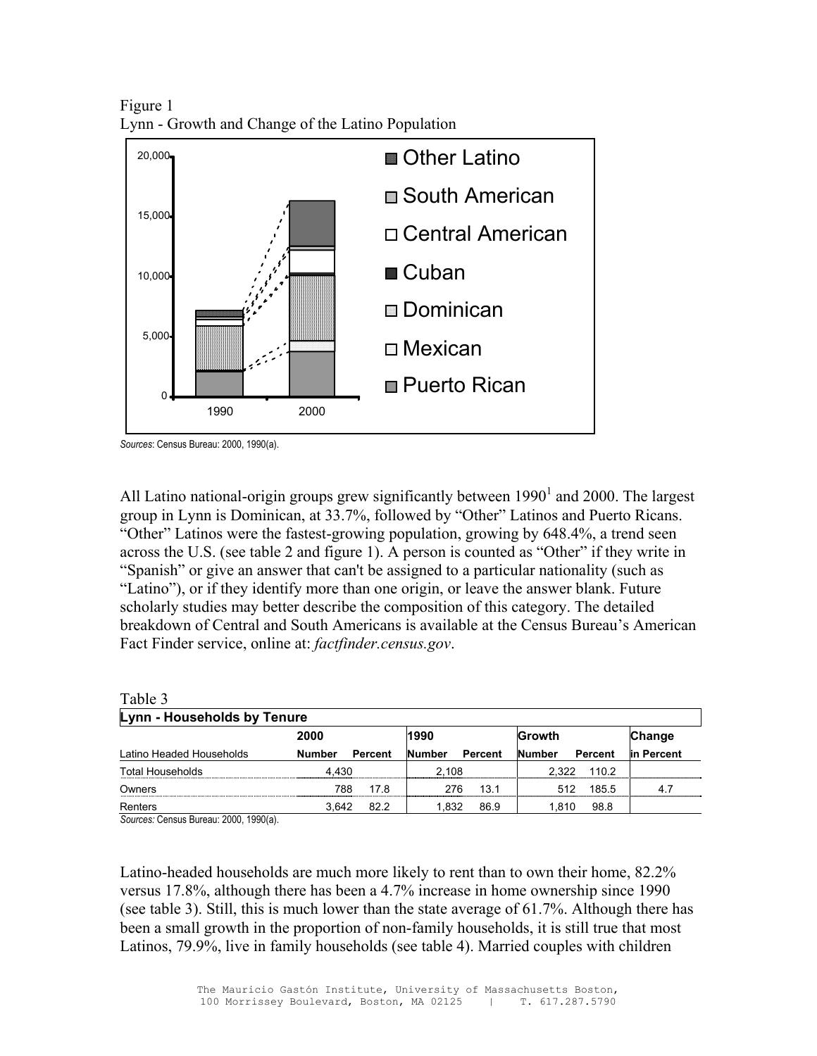Figure 1
Lynn - Growth and Change of the Latino Population

*Sources*: Census Bureau: 2000, 1990(a).

All Latino national-origin groups grew significantly between 1990[1] and 2000. The largest group in Lynn is Dominican, at 33.7%, followed by "Other" Latinos and Puerto Ricans. "Other" Latinos were the fastest-growing population, growing by 648.4%, a trend seen across the U.S. (see table 2 and figure 1). A person is counted as "Other" if they write in "Spanish" or give an answer that can't be assigned to a particular nationality (such as "Latino"), or if they identify more than one origin, or leave the answer blank. Future scholarly studies may better describe the composition of this category. The detailed breakdown of Central and South Americans is available at the Census Bureau's American Fact Finder service, online at: *factfinder.census.gov*.

Table 3

| Lynn - Households by Tenure | | | | | | | |
|---|---|---|---|---|---|---|---|
| | 2000 | | 1990 | | Growth | | Change |
| Latino Headed Households | Number | Percent | Number | Percent | Number | Percent | in Percent |
| Total Households | 4,430 | | 2,108 | | 2,322 | 110.2 | |
| Owners | 788 | 17.8 | 276 | 13.1 | 512 | 185.5 | 4.7 |
| Renters | 3,642 | 82.2 | 1,832 | 86.9 | 1,810 | 98.8 | |

*Sources:* Census Bureau: 2000, 1990(a).

Latino-headed households are much more likely to rent than to own their home, 82.2% versus 17.8%, although there has been a 4.7% increase in home ownership since 1990 (see table 3). Still, this is much lower than the state average of 61.7%. Although there has been a small growth in the proportion of non-family households, it is still true that most Latinos, 79.9%, live in family households (see table 4). Married couples with children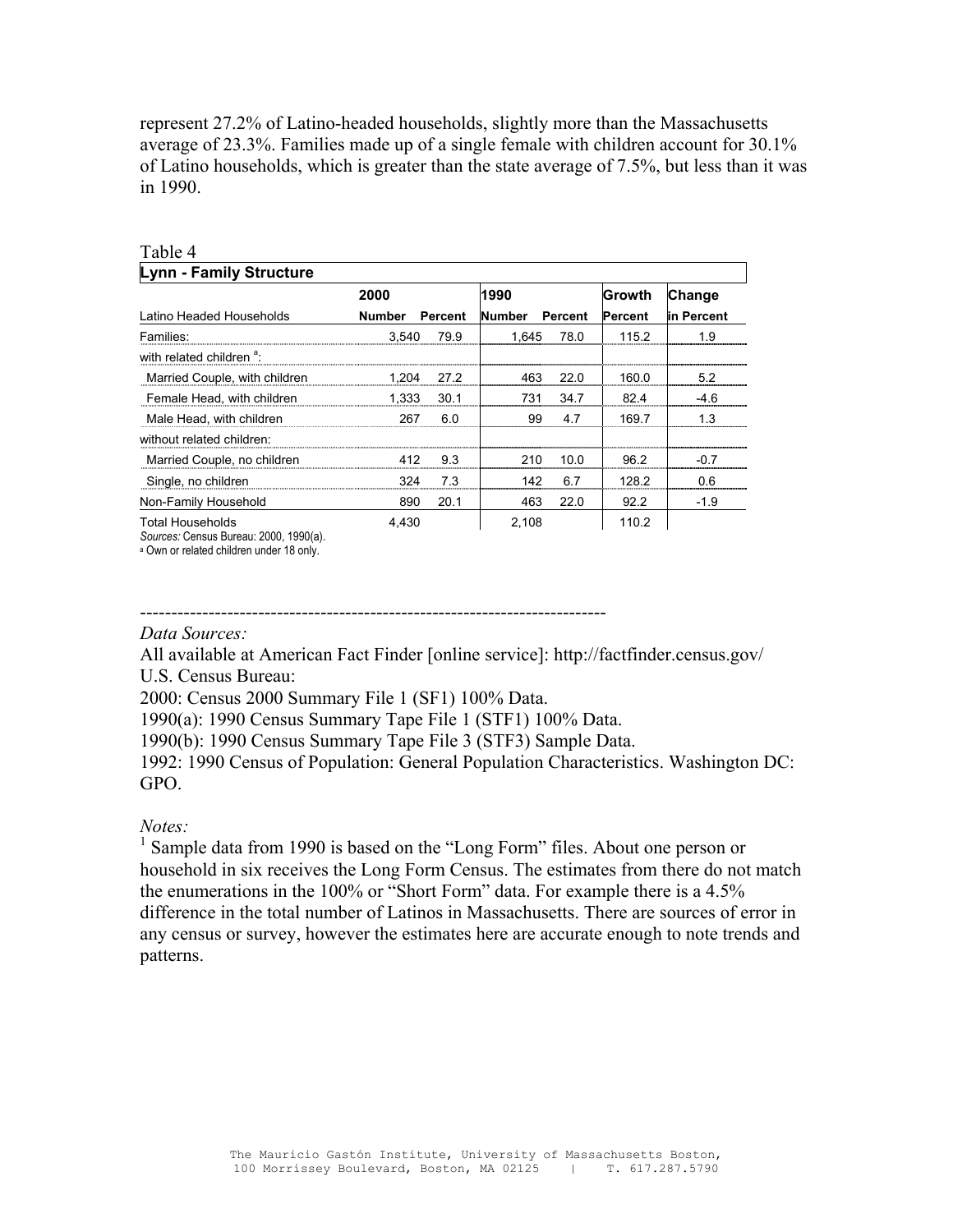represent 27.2% of Latino-headed households, slightly more than the Massachusetts average of 23.3%. Families made up of a single female with children account for 30.1% of Latino households, which is greater than the state average of 7.5%, but less than it was in 1990.

Table 4

| **Lynn - Family Structure** | | | | | | |
|---|---|---|---|---|---|---|
| | **2000** | | **1990** | | **Growth** | **Change** |
| Latino Headed Households | **Number** | **Percent** | **Number** | **Percent** | **Percent** | **in Percent** |
| Families: | 3,540 | 79.9 | 1,645 | 78.0 | 115.2 | 1.9 |
| with related children [a]: | | | | | | |
| Married Couple, with children | 1,204 | 27.2 | 463 | 22.0 | 160.0 | 5.2 |
| Female Head, with children | 1,333 | 30.1 | 731 | 34.7 | 82.4 | -4.6 |
| Male Head, with children | 267 | 6.0 | 99 | 4.7 | 169.7 | 1.3 |
| without related children: | | | | | | |
| Married Couple, no children | 412 | 9.3 | 210 | 10.0 | 96.2 | -0.7 |
| Single, no children | 324 | 7.3 | 142 | 6.7 | 128.2 | 0.6 |
| Non-Family Household | 890 | 20.1 | 463 | 22.0 | 92.2 | -1.9 |
| Total Households | 4,430 | | 2,108 | | 110.2 | |

*Sources:* Census Bureau: 2000, 1990(a).

[a] Own or related children under 18 only.

---------------------------------------------------------------------------

*Data Sources:*

All available at American Fact Finder [online service]: http://factfinder.census.gov/

U.S. Census Bureau:

2000: Census 2000 Summary File 1 (SF1) 100% Data.

1990(a): 1990 Census Summary Tape File 1 (STF1) 100% Data.

1990(b): 1990 Census Summary Tape File 3 (STF3) Sample Data.

1992: 1990 Census of Population: General Population Characteristics. Washington DC: GPO.

*Notes:*

[1] Sample data from 1990 is based on the "Long Form" files. About one person or household in six receives the Long Form Census. The estimates from there do not match the enumerations in the 100% or "Short Form" data. For example there is a 4.5% difference in the total number of Latinos in Massachusetts. There are sources of error in any census or survey, however the estimates here are accurate enough to note trends and patterns.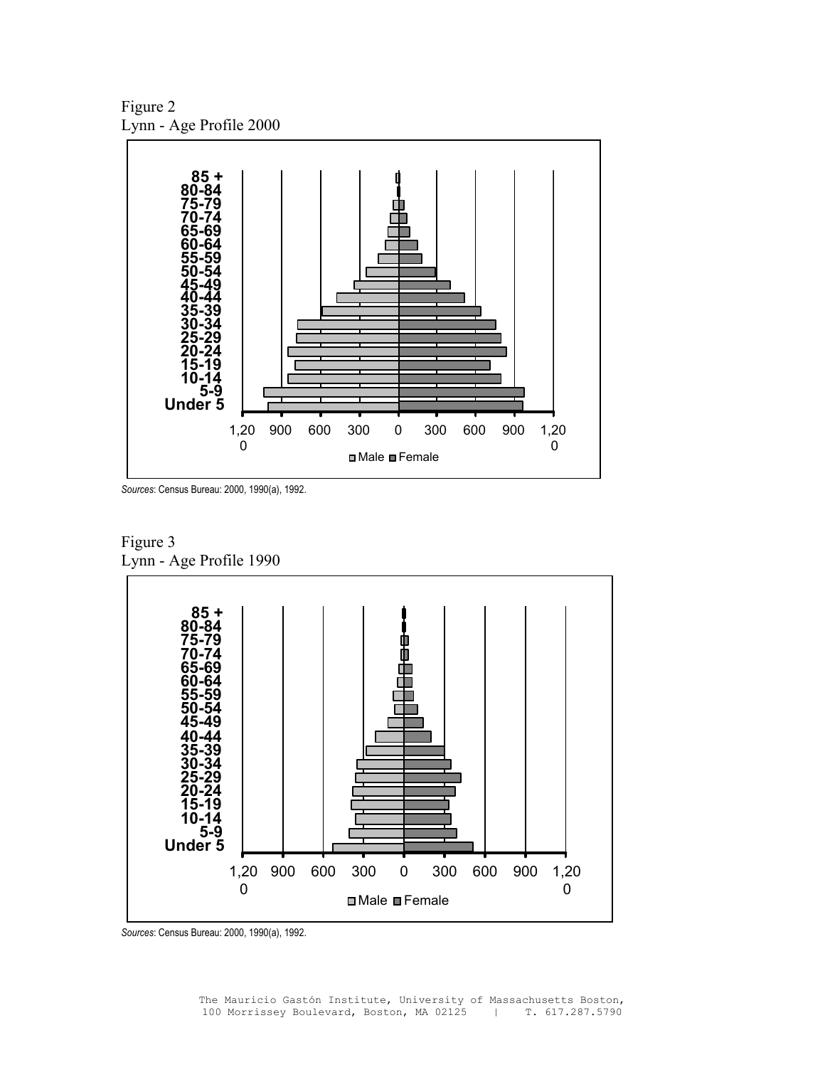Figure 2
Lynn - Age Profile 2000

*Sources*: Census Bureau: 2000, 1990(a), 1992.

Figure 3
Lynn - Age Profile 1990

*Sources*: Census Bureau: 2000, 1990(a), 1992.

The Mauricio Gastón Institute, University of Massachusetts Boston, 100 Morrissey Boulevard, Boston, MA 02125 | T. 617.287.5790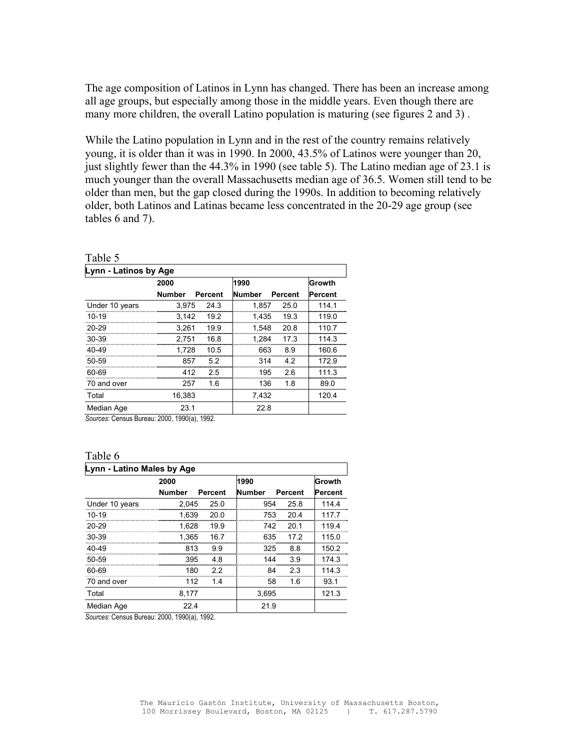The age composition of Latinos in Lynn has changed. There has been an increase among all age groups, but especially among those in the middle years. Even though there are many more children, the overall Latino population is maturing (see figures 2 and 3) .

While the Latino population in Lynn and in the rest of the country remains relatively young, it is older than it was in 1990. In 2000, 43.5% of Latinos were younger than 20, just slightly fewer than the 44.3% in 1990 (see table 5). The Latino median age of 23.1 is much younger than the overall Massachusetts median age of 36.5. Women still tend to be older than men, but the gap closed during the 1990s. In addition to becoming relatively older, both Latinos and Latinas became less concentrated in the 20-29 age group (see tables 6 and 7).

Table 5

**Lynn - Latinos by Age**

| | 2000 | | 1990 | | Growth |
|---|---|---|---|---|---|
| | **Number** | **Percent** | **Number** | **Percent** | **Percent** |
| Under 10 years | 3,975 | 24.3 | 1,857 | 25.0 | 114.1 |
| 10-19 | 3,142 | 19.2 | 1,435 | 19.3 | 119.0 |
| 20-29 | 3,261 | 19.9 | 1,548 | 20.8 | 110.7 |
| 30-39 | 2,751 | 16.8 | 1,284 | 17.3 | 114.3 |
| 40-49 | 1,728 | 10.5 | 663 | 8.9 | 160.6 |
| 50-59 | 857 | 5.2 | 314 | 4.2 | 172.9 |
| 60-69 | 412 | 2.5 | 195 | 2.6 | 111.3 |
| 70 and over | 257 | 1.6 | 136 | 1.8 | 89.0 |
| Total | 16,383 | | 7,432 | | 120.4 |
| Median Age | 23.1 | | 22.8 | | |

*Sources*: Census Bureau: 2000, 1990(a), 1992.

Table 6

**Lynn - Latino Males by Age**

| | 2000 | | 1990 | | Growth |
|---|---|---|---|---|---|
| | **Number** | **Percent** | **Number** | **Percent** | **Percent** |
| Under 10 years | 2,045 | 25.0 | 954 | 25.8 | 114.4 |
| 10-19 | 1,639 | 20.0 | 753 | 20.4 | 117.7 |
| 20-29 | 1,628 | 19.9 | 742 | 20.1 | 119.4 |
| 30-39 | 1,365 | 16.7 | 635 | 17.2 | 115.0 |
| 40-49 | 813 | 9.9 | 325 | 8.8 | 150.2 |
| 50-59 | 395 | 4.8 | 144 | 3.9 | 174.3 |
| 60-69 | 180 | 2.2 | 84 | 2.3 | 114.3 |
| 70 and over | 112 | 1.4 | 58 | 1.6 | 93.1 |
| Total | 8,177 | | 3,695 | | 121.3 |
| Median Age | 22.4 | | 21.9 | | |

*Sources*: Census Bureau: 2000, 1990(a), 1992.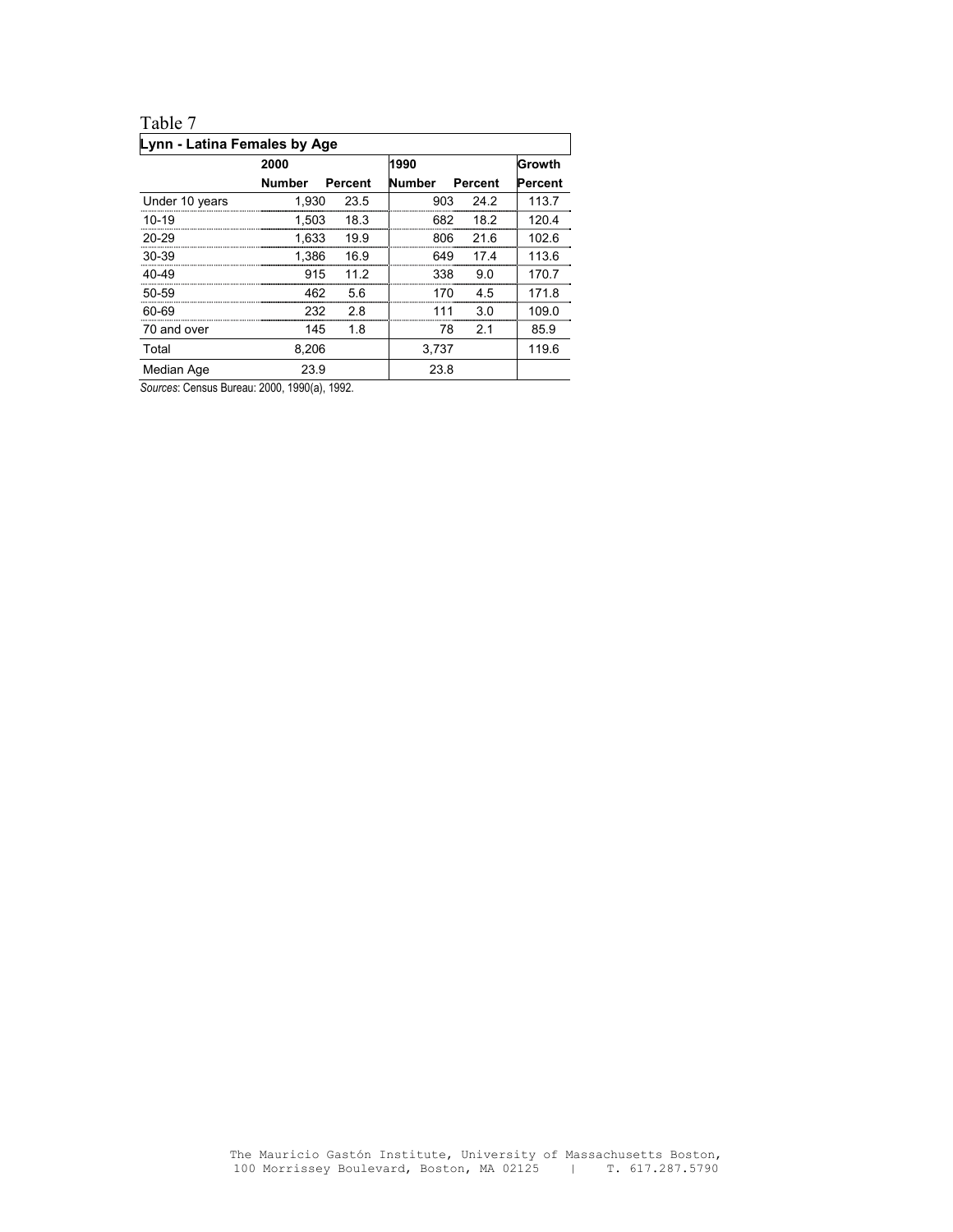Table 7

| Lynn - Latina Females by Age | | | | | |
|---|---|---|---|---|---|
| | 2000 | | 1990 | | Growth |
| | Number | Percent | Number | Percent | Percent |
| Under 10 years | 1,930 | 23.5 | 903 | 24.2 | 113.7 |
| 10-19 | 1,503 | 18.3 | 682 | 18.2 | 120.4 |
| 20-29 | 1,633 | 19.9 | 806 | 21.6 | 102.6 |
| 30-39 | 1,386 | 16.9 | 649 | 17.4 | 113.6 |
| 40-49 | 915 | 11.2 | 338 | 9.0 | 170.7 |
| 50-59 | 462 | 5.6 | 170 | 4.5 | 171.8 |
| 60-69 | 232 | 2.8 | 111 | 3.0 | 109.0 |
| 70 and over | 145 | 1.8 | 78 | 2.1 | 85.9 |
| Total | 8,206 | | 3,737 | | 119.6 |
| Median Age | 23.9 | | 23.8 | | |

*Sources*: Census Bureau: 2000, 1990(a), 1992.

The Mauricio Gastón Institute, University of Massachusetts Boston, 100 Morrissey Boulevard, Boston, MA 02125 | T. 617.287.5790